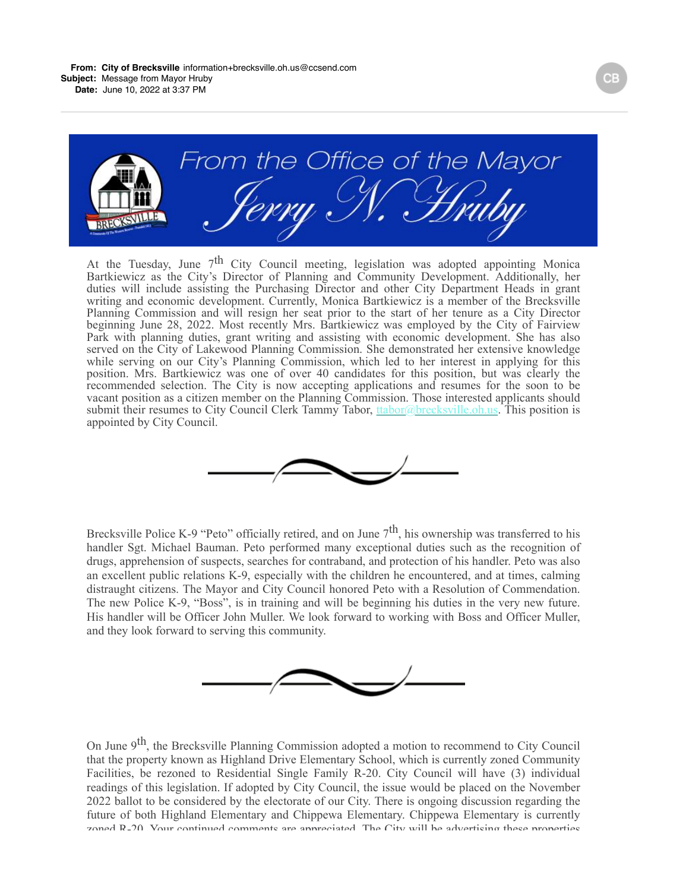**From:** City of Brecksville information+brecksville.oh.us@ccsend.com
**Subject:** Message from Mayor Hruby
**Date:** June 10, 2022 at 3:37 PM

# From the Office of the Mayor Jerry N. Hruby

At the Tuesday, June 7th City Council meeting, legislation was adopted appointing Monica Bartkiewicz as the City's Director of Planning and Community Development. Additionally, her duties will include assisting the Purchasing Director and other City Department Heads in grant writing and economic development. Currently, Monica Bartkiewicz is a member of the Brecksville Planning Commission and will resign her seat prior to the start of her tenure as a City Director beginning June 28, 2022. Most recently Mrs. Bartkiewicz was employed by the City of Fairview Park with planning duties, grant writing and assisting with economic development. She has also served on the City of Lakewood Planning Commission. She demonstrated her extensive knowledge while serving on our City's Planning Commission, which led to her interest in applying for this position. Mrs. Bartkiewicz was one of over 40 candidates for this position, but was clearly the recommended selection. The City is now accepting applications and resumes for the soon to be vacant position as a citizen member on the Planning Commission. Those interested applicants should submit their resumes to City Council Clerk Tammy Tabor, ttabor@brecksville.oh.us. This position is appointed by City Council.

Brecksville Police K-9 "Peto" officially retired, and on June 7th, his ownership was transferred to his handler Sgt. Michael Bauman. Peto performed many exceptional duties such as the recognition of drugs, apprehension of suspects, searches for contraband, and protection of his handler. Peto was also an excellent public relations K-9, especially with the children he encountered, and at times, calming distraught citizens. The Mayor and City Council honored Peto with a Resolution of Commendation. The new Police K-9, "Boss", is in training and will be beginning his duties in the very new future. His handler will be Officer John Muller. We look forward to working with Boss and Officer Muller, and they look forward to serving this community.

On June 9th, the Brecksville Planning Commission adopted a motion to recommend to City Council that the property known as Highland Drive Elementary School, which is currently zoned Community Facilities, be rezoned to Residential Single Family R-20. City Council will have (3) individual readings of this legislation. If adopted by City Council, the issue would be placed on the November 2022 ballot to be considered by the electorate of our City. There is ongoing discussion regarding the future of both Highland Elementary and Chippewa Elementary. Chippewa Elementary is currently zoned R-20. Your continued comments are appreciated. The City will be advertising these properties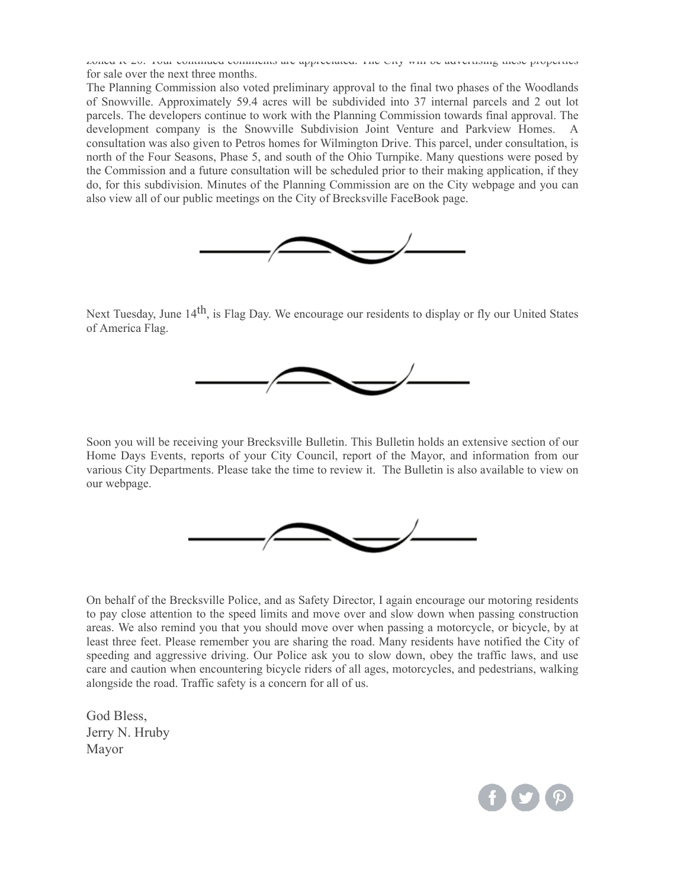zoned R-20. Your continued comments are appreciated. The City will be advertising these properties for sale over the next three months.

The Planning Commission also voted preliminary approval to the final two phases of the Woodlands of Snowville. Approximately 59.4 acres will be subdivided into 37 internal parcels and 2 out lot parcels. The developers continue to work with the Planning Commission towards final approval. The development company is the Snowville Subdivision Joint Venture and Parkview Homes. A consultation was also given to Petros homes for Wilmington Drive. This parcel, under consultation, is north of the Four Seasons, Phase 5, and south of the Ohio Turnpike. Many questions were posed by the Commission and a future consultation will be scheduled prior to their making application, if they do, for this subdivision. Minutes of the Planning Commission are on the City webpage and you can also view all of our public meetings on the City of Brecksville FaceBook page.

Next Tuesday, June 14th, is Flag Day. We encourage our residents to display or fly our United States of America Flag.

Soon you will be receiving your Brecksville Bulletin. This Bulletin holds an extensive section of our Home Days Events, reports of your City Council, report of the Mayor, and information from our various City Departments. Please take the time to review it. The Bulletin is also available to view on our webpage.

On behalf of the Brecksville Police, and as Safety Director, I again encourage our motoring residents to pay close attention to the speed limits and move over and slow down when passing construction areas. We also remind you that you should move over when passing a motorcycle, or bicycle, by at least three feet. Please remember you are sharing the road. Many residents have notified the City of speeding and aggressive driving. Our Police ask you to slow down, obey the traffic laws, and use care and caution when encountering bicycle riders of all ages, motorcycles, and pedestrians, walking alongside the road. Traffic safety is a concern for all of us.

God Bless,
Jerry N. Hruby
Mayor